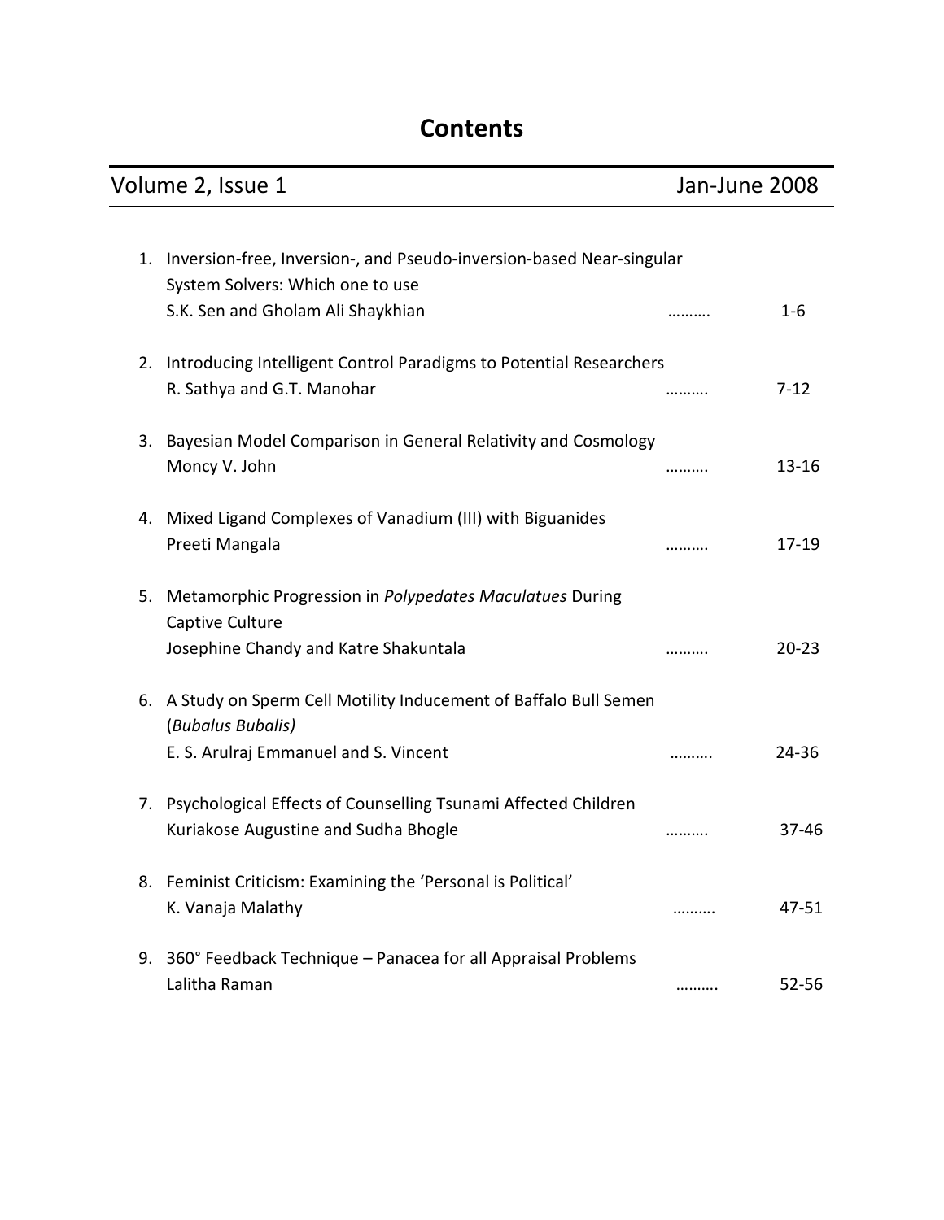# Contents

Volume 2, Issue 1 Jan-June 2008

1. Inversion-free, Inversion-, and Pseudo-inversion-based Near-singular System Solvers: Which one to use
   S.K. Sen and Gholam Ali Shaykhian ……… 1-6

2. Introducing Intelligent Control Paradigms to Potential Researchers
   R. Sathya and G.T. Manohar ……… 7-12

3. Bayesian Model Comparison in General Relativity and Cosmology
   Moncy V. John ……… 13-16

4. Mixed Ligand Complexes of Vanadium (III) with Biguanides
   Preeti Mangala ……… 17-19

5. Metamorphic Progression in *Polypedates Maculatues* During Captive Culture
   Josephine Chandy and Katre Shakuntala ……… 20-23

6. A Study on Sperm Cell Motility Inducement of Baffalo Bull Semen (*Bubalus Bubalis)*
   E. S. Arulraj Emmanuel and S. Vincent ……… 24-36

7. Psychological Effects of Counselling Tsunami Affected Children
   Kuriakose Augustine and Sudha Bhogle ……… 37-46

8. Feminist Criticism: Examining the 'Personal is Political'
   K. Vanaja Malathy ……… 47-51

9. 360° Feedback Technique – Panacea for all Appraisal Problems
   Lalitha Raman ……… 52-56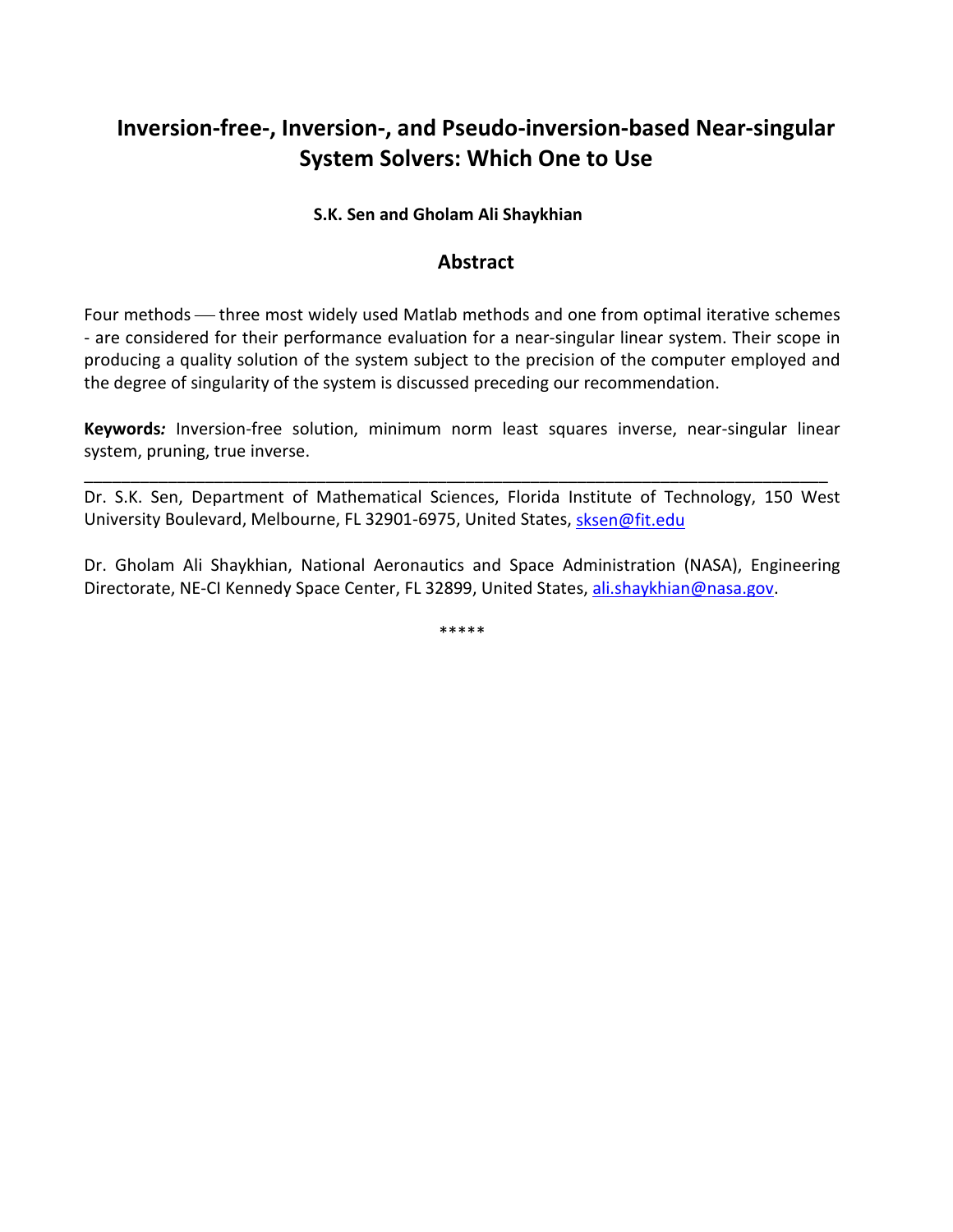# Inversion-free-, Inversion-, and Pseudo-inversion-based Near-singular System Solvers: Which One to Use

**S.K. Sen and Gholam Ali Shaykhian**

## Abstract

Four methods — three most widely used Matlab methods and one from optimal iterative schemes - are considered for their performance evaluation for a near-singular linear system. Their scope in producing a quality solution of the system subject to the precision of the computer employed and the degree of singularity of the system is discussed preceding our recommendation.

**Keywords*:*** Inversion-free solution, minimum norm least squares inverse, near-singular linear system, pruning, true inverse.

---

Dr. S.K. Sen, Department of Mathematical Sciences, Florida Institute of Technology, 150 West University Boulevard, Melbourne, FL 32901-6975, United States, sksen@fit.edu

Dr. Gholam Ali Shaykhian, National Aeronautics and Space Administration (NASA), Engineering Directorate, NE-CI Kennedy Space Center, FL 32899, United States, ali.shaykhian@nasa.gov.

*****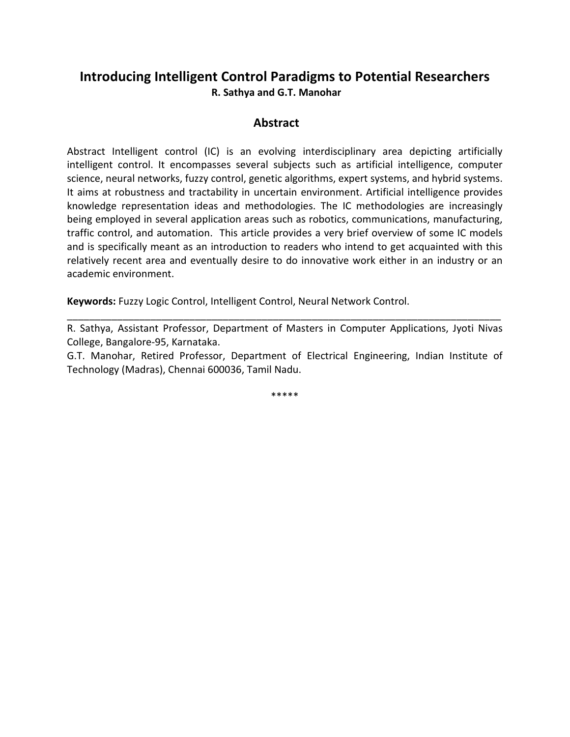# Introducing Intelligent Control Paradigms to Potential Researchers

**R. Sathya and G.T. Manohar**

## Abstract

Abstract Intelligent control (IC) is an evolving interdisciplinary area depicting artificially intelligent control. It encompasses several subjects such as artificial intelligence, computer science, neural networks, fuzzy control, genetic algorithms, expert systems, and hybrid systems. It aims at robustness and tractability in uncertain environment. Artificial intelligence provides knowledge representation ideas and methodologies. The IC methodologies are increasingly being employed in several application areas such as robotics, communications, manufacturing, traffic control, and automation. This article provides a very brief overview of some IC models and is specifically meant as an introduction to readers who intend to get acquainted with this relatively recent area and eventually desire to do innovative work either in an industry or an academic environment.

**Keywords:** Fuzzy Logic Control, Intelligent Control, Neural Network Control.

---

R. Sathya, Assistant Professor, Department of Masters in Computer Applications, Jyoti Nivas College, Bangalore-95, Karnataka.

G.T. Manohar, Retired Professor, Department of Electrical Engineering, Indian Institute of Technology (Madras), Chennai 600036, Tamil Nadu.

*****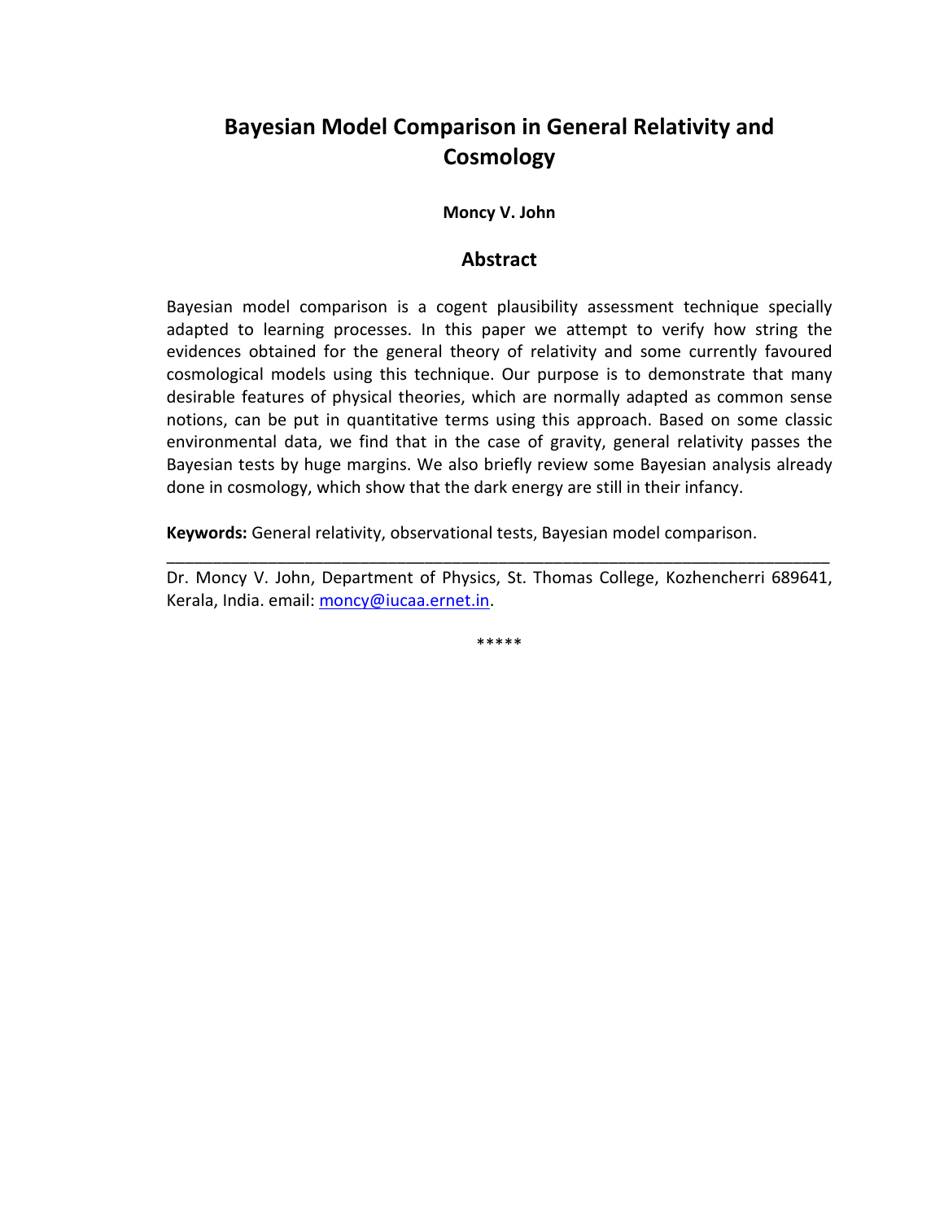# Bayesian Model Comparison in General Relativity and Cosmology

**Moncy V. John**

## Abstract

Bayesian model comparison is a cogent plausibility assessment technique specially adapted to learning processes. In this paper we attempt to verify how string the evidences obtained for the general theory of relativity and some currently favoured cosmological models using this technique. Our purpose is to demonstrate that many desirable features of physical theories, which are normally adapted as common sense notions, can be put in quantitative terms using this approach. Based on some classic environmental data, we find that in the case of gravity, general relativity passes the Bayesian tests by huge margins. We also briefly review some Bayesian analysis already done in cosmology, which show that the dark energy are still in their infancy.

**Keywords:** General relativity, observational tests, Bayesian model comparison.

---

Dr. Moncy V. John, Department of Physics, St. Thomas College, Kozhencherri 689641, Kerala, India. email: moncy@iucaa.ernet.in.

*****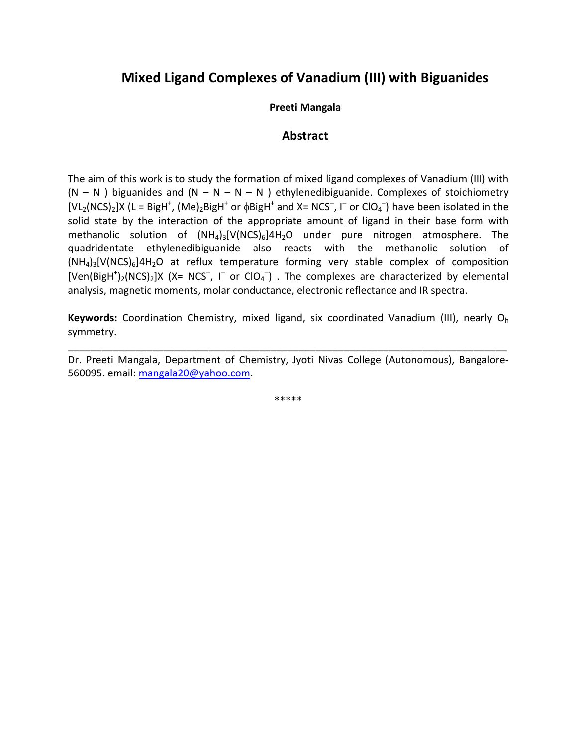# Mixed Ligand Complexes of Vanadium (III) with Biguanides

**Preeti Mangala**

## Abstract

The aim of this work is to study the formation of mixed ligand complexes of Vanadium (III) with (N – N ) biguanides and (N – N – N – N ) ethylenedibiguanide. Complexes of stoichiometry $[VL_2(NCS)_2]X$ (L = $BigH^+$, $(Me)_2BigH^+$ or $\phi BigH^+$ and X= $NCS^-$, $I^-$ or $ClO_4^-$) have been isolated in the solid state by the interaction of the appropriate amount of ligand in their base form with methanolic solution of $(NH_4)_3[V(NCS)_6]4H_2O$ under pure nitrogen atmosphere. The quadridentate ethylenedibiguanide also reacts with the methanolic solution of $(NH_4)_3[V(NCS)_6]4H_2O$ at reflux temperature forming very stable complex of composition $[Ven(BigH^+)_2(NCS)_2]X$ (X= $NCS^-$, $I^-$ or $ClO_4^-$) . The complexes are characterized by elemental analysis, magnetic moments, molar conductance, electronic reflectance and IR spectra.

**Keywords:** Coordination Chemistry, mixed ligand, six coordinated Vanadium (III), nearly $O_h$ symmetry.

---

Dr. Preeti Mangala, Department of Chemistry, Jyoti Nivas College (Autonomous), Bangalore-560095. email: mangala20@yahoo.com.

*****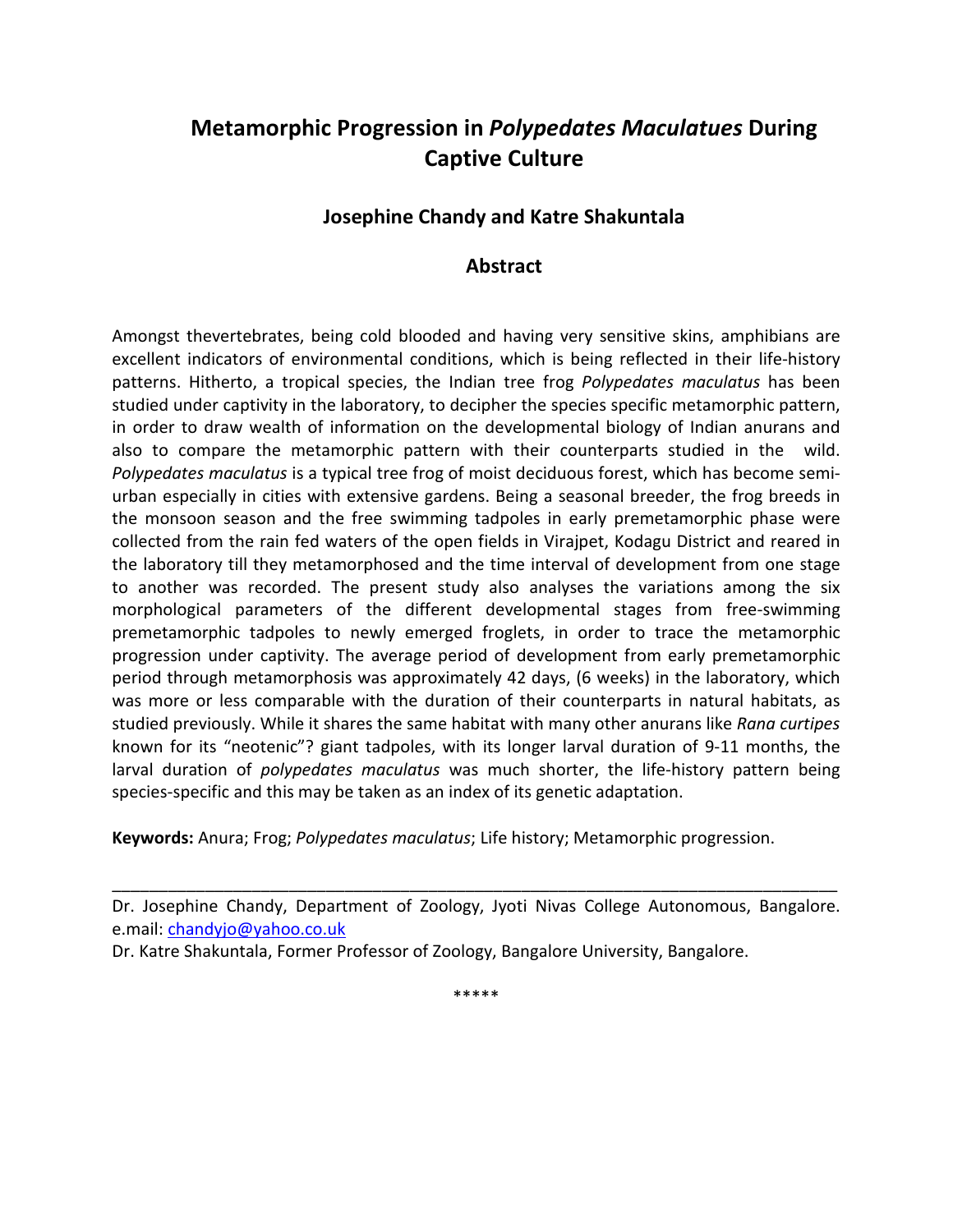# Metamorphic Progression in *Polypedates Maculatues* During Captive Culture

### Josephine Chandy and Katre Shakuntala

### Abstract

Amongst thevertebrates, being cold blooded and having very sensitive skins, amphibians are excellent indicators of environmental conditions, which is being reflected in their life-history patterns. Hitherto, a tropical species, the Indian tree frog *Polypedates maculatus* has been studied under captivity in the laboratory, to decipher the species specific metamorphic pattern, in order to draw wealth of information on the developmental biology of Indian anurans and also to compare the metamorphic pattern with their counterparts studied in the wild. *Polypedates maculatus* is a typical tree frog of moist deciduous forest, which has become semi-urban especially in cities with extensive gardens. Being a seasonal breeder, the frog breeds in the monsoon season and the free swimming tadpoles in early premetamorphic phase were collected from the rain fed waters of the open fields in Virajpet, Kodagu District and reared in the laboratory till they metamorphosed and the time interval of development from one stage to another was recorded. The present study also analyses the variations among the six morphological parameters of the different developmental stages from free-swimming premetamorphic tadpoles to newly emerged froglets, in order to trace the metamorphic progression under captivity. The average period of development from early premetamorphic period through metamorphosis was approximately 42 days, (6 weeks) in the laboratory, which was more or less comparable with the duration of their counterparts in natural habitats, as studied previously. While it shares the same habitat with many other anurans like *Rana curtipes* known for its "neotenic"? giant tadpoles, with its longer larval duration of 9-11 months, the larval duration of *polypedates maculatus* was much shorter, the life-history pattern being species-specific and this may be taken as an index of its genetic adaptation.

**Keywords:** Anura; Frog; *Polypedates maculatus*; Life history; Metamorphic progression.

---

Dr. Josephine Chandy, Department of Zoology, Jyoti Nivas College Autonomous, Bangalore. e.mail: chandyjo@yahoo.co.uk

Dr. Katre Shakuntala, Former Professor of Zoology, Bangalore University, Bangalore.

*****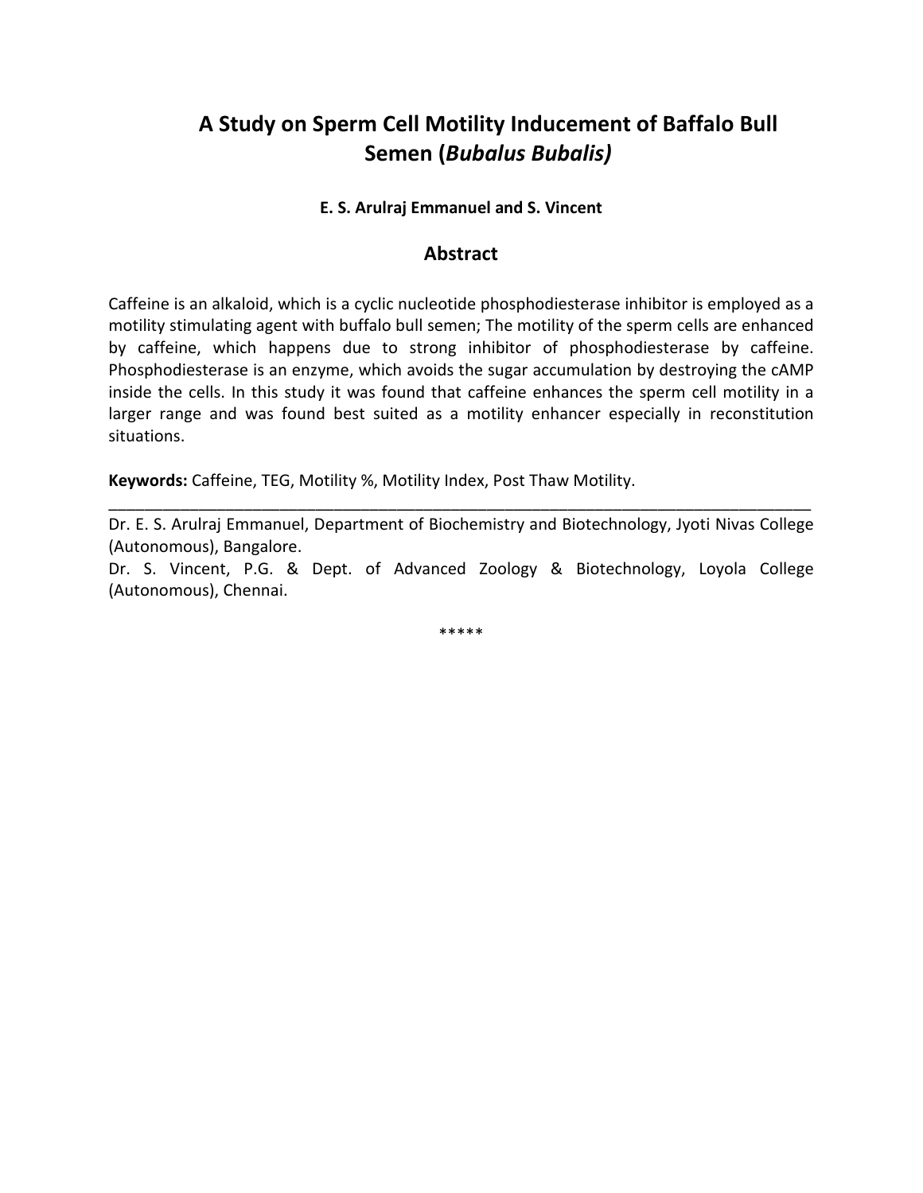# A Study on Sperm Cell Motility Inducement of Baffalo Bull Semen (*Bubalus Bubalis)*

**E. S. Arulraj Emmanuel and S. Vincent**

## Abstract

Caffeine is an alkaloid, which is a cyclic nucleotide phosphodiesterase inhibitor is employed as a motility stimulating agent with buffalo bull semen; The motility of the sperm cells are enhanced by caffeine, which happens due to strong inhibitor of phosphodiesterase by caffeine. Phosphodiesterase is an enzyme, which avoids the sugar accumulation by destroying the cAMP inside the cells. In this study it was found that caffeine enhances the sperm cell motility in a larger range and was found best suited as a motility enhancer especially in reconstitution situations.

**Keywords:** Caffeine, TEG, Motility %, Motility Index, Post Thaw Motility.

---

Dr. E. S. Arulraj Emmanuel, Department of Biochemistry and Biotechnology, Jyoti Nivas College (Autonomous), Bangalore.

Dr. S. Vincent, P.G. & Dept. of Advanced Zoology & Biotechnology, Loyola College (Autonomous), Chennai.

*****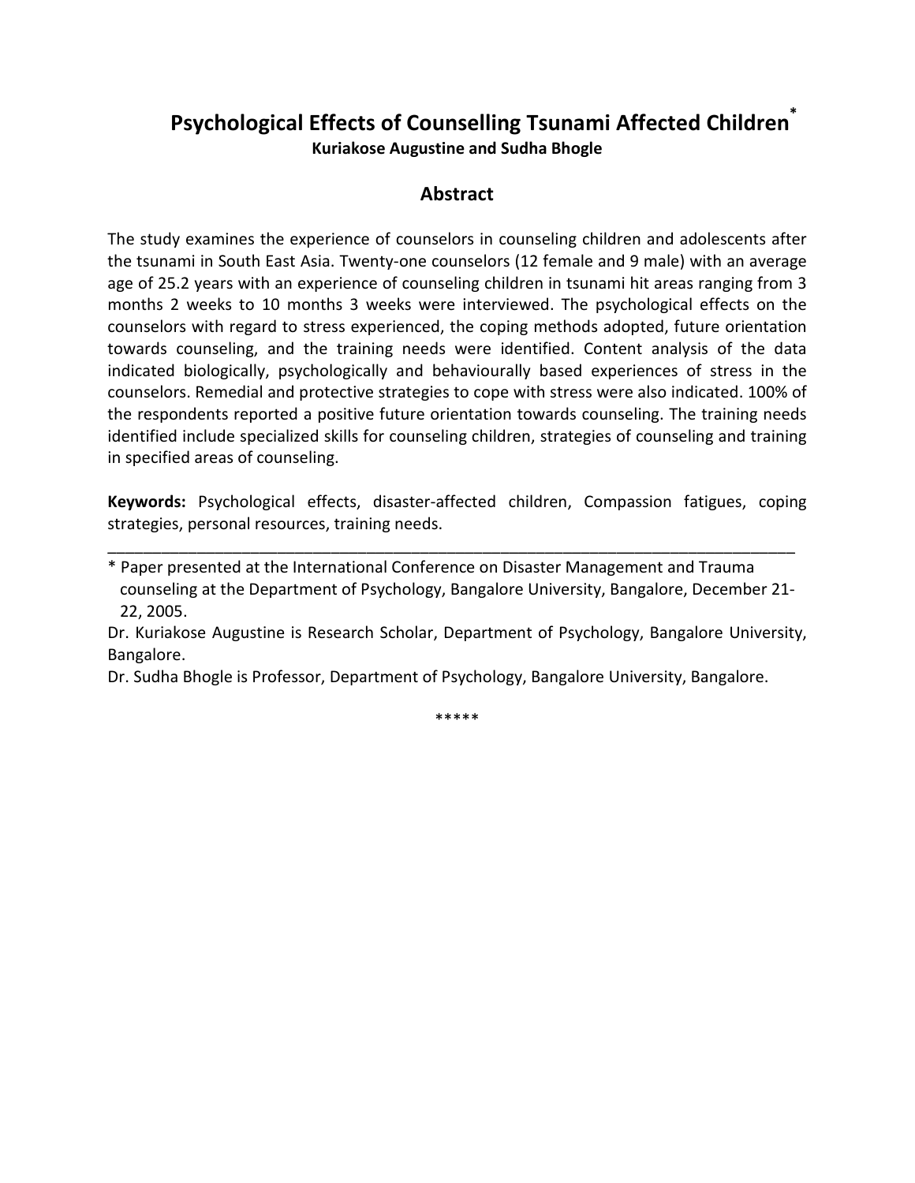# Psychological Effects of Counselling Tsunami Affected Children*

**Kuriakose Augustine and Sudha Bhogle**

## Abstract

The study examines the experience of counselors in counseling children and adolescents after the tsunami in South East Asia. Twenty-one counselors (12 female and 9 male) with an average age of 25.2 years with an experience of counseling children in tsunami hit areas ranging from 3 months 2 weeks to 10 months 3 weeks were interviewed. The psychological effects on the counselors with regard to stress experienced, the coping methods adopted, future orientation towards counseling, and the training needs were identified. Content analysis of the data indicated biologically, psychologically and behaviourally based experiences of stress in the counselors. Remedial and protective strategies to cope with stress were also indicated. 100% of the respondents reported a positive future orientation towards counseling. The training needs identified include specialized skills for counseling children, strategies of counseling and training in specified areas of counseling.

**Keywords:** Psychological effects, disaster-affected children, Compassion fatigues, coping strategies, personal resources, training needs.

---

* Paper presented at the International Conference on Disaster Management and Trauma counseling at the Department of Psychology, Bangalore University, Bangalore, December 21-22, 2005.

Dr. Kuriakose Augustine is Research Scholar, Department of Psychology, Bangalore University, Bangalore.

Dr. Sudha Bhogle is Professor, Department of Psychology, Bangalore University, Bangalore.

*****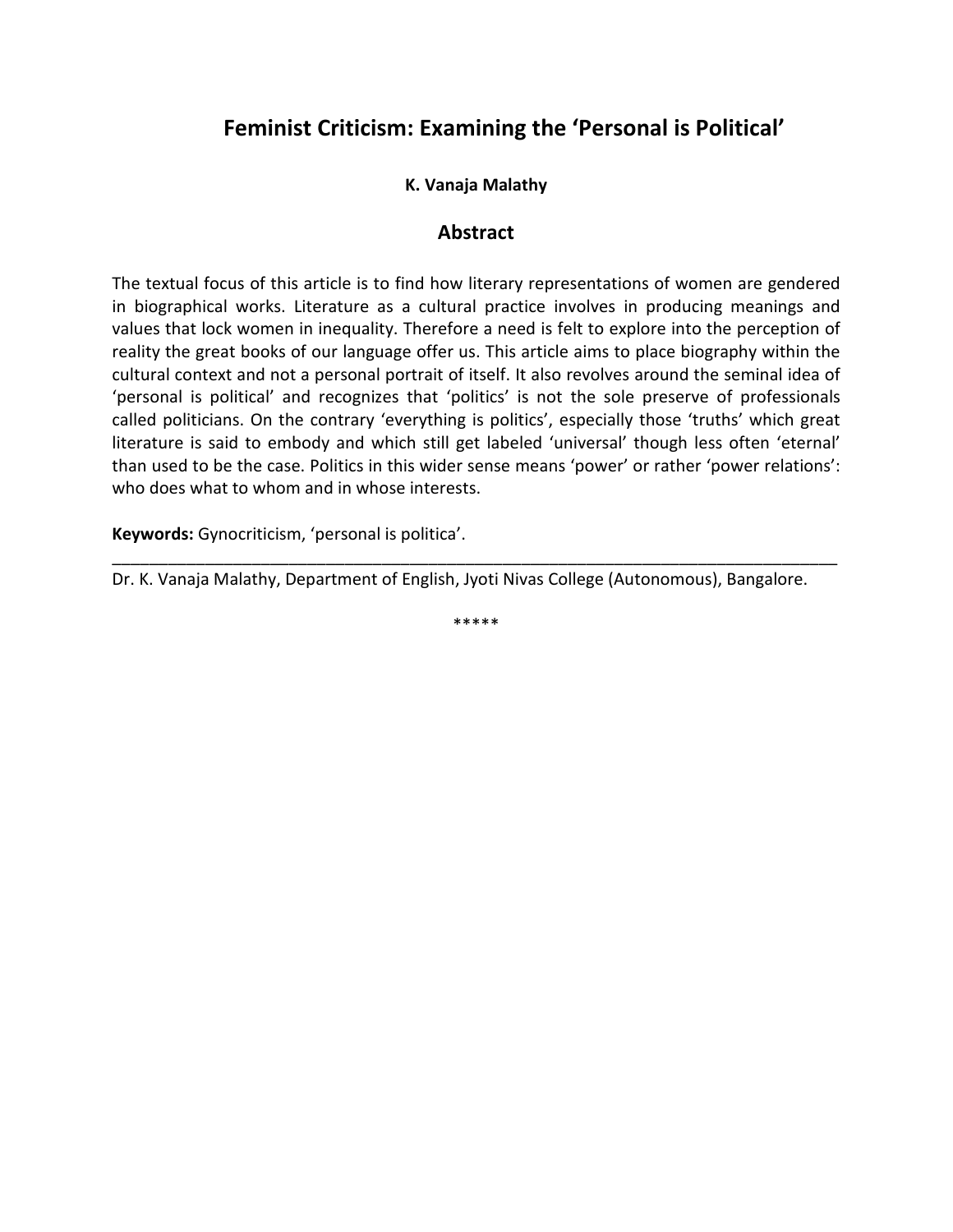# Feminist Criticism: Examining the 'Personal is Political'

**K. Vanaja Malathy**

## Abstract

The textual focus of this article is to find how literary representations of women are gendered in biographical works. Literature as a cultural practice involves in producing meanings and values that lock women in inequality. Therefore a need is felt to explore into the perception of reality the great books of our language offer us. This article aims to place biography within the cultural context and not a personal portrait of itself. It also revolves around the seminal idea of 'personal is political' and recognizes that 'politics' is not the sole preserve of professionals called politicians. On the contrary 'everything is politics', especially those 'truths' which great literature is said to embody and which still get labeled 'universal' though less often 'eternal' than used to be the case. Politics in this wider sense means 'power' or rather 'power relations': who does what to whom and in whose interests.

**Keywords:** Gynocriticism, 'personal is politica'.

---

Dr. K. Vanaja Malathy, Department of English, Jyoti Nivas College (Autonomous), Bangalore.

*****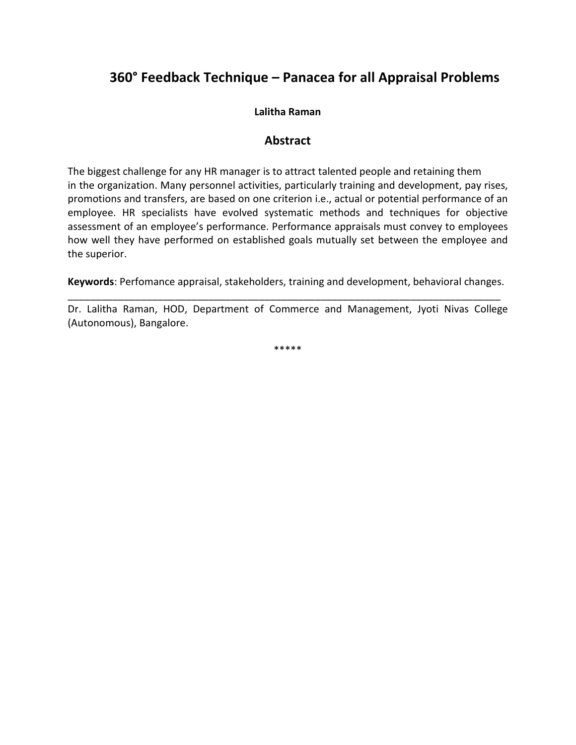## 360° Feedback Technique – Panacea for all Appraisal Problems

**Lalitha Raman**

### Abstract

The biggest challenge for any HR manager is to attract talented people and retaining them in the organization. Many personnel activities, particularly training and development, pay rises, promotions and transfers, are based on one criterion i.e., actual or potential performance of an employee. HR specialists have evolved systematic methods and techniques for objective assessment of an employee's performance. Performance appraisals must convey to employees how well they have performed on established goals mutually set between the employee and the superior.

**Keywords**: Perfomance appraisal, stakeholders, training and development, behavioral changes.

---

Dr. Lalitha Raman, HOD, Department of Commerce and Management, Jyoti Nivas College (Autonomous), Bangalore.

*****